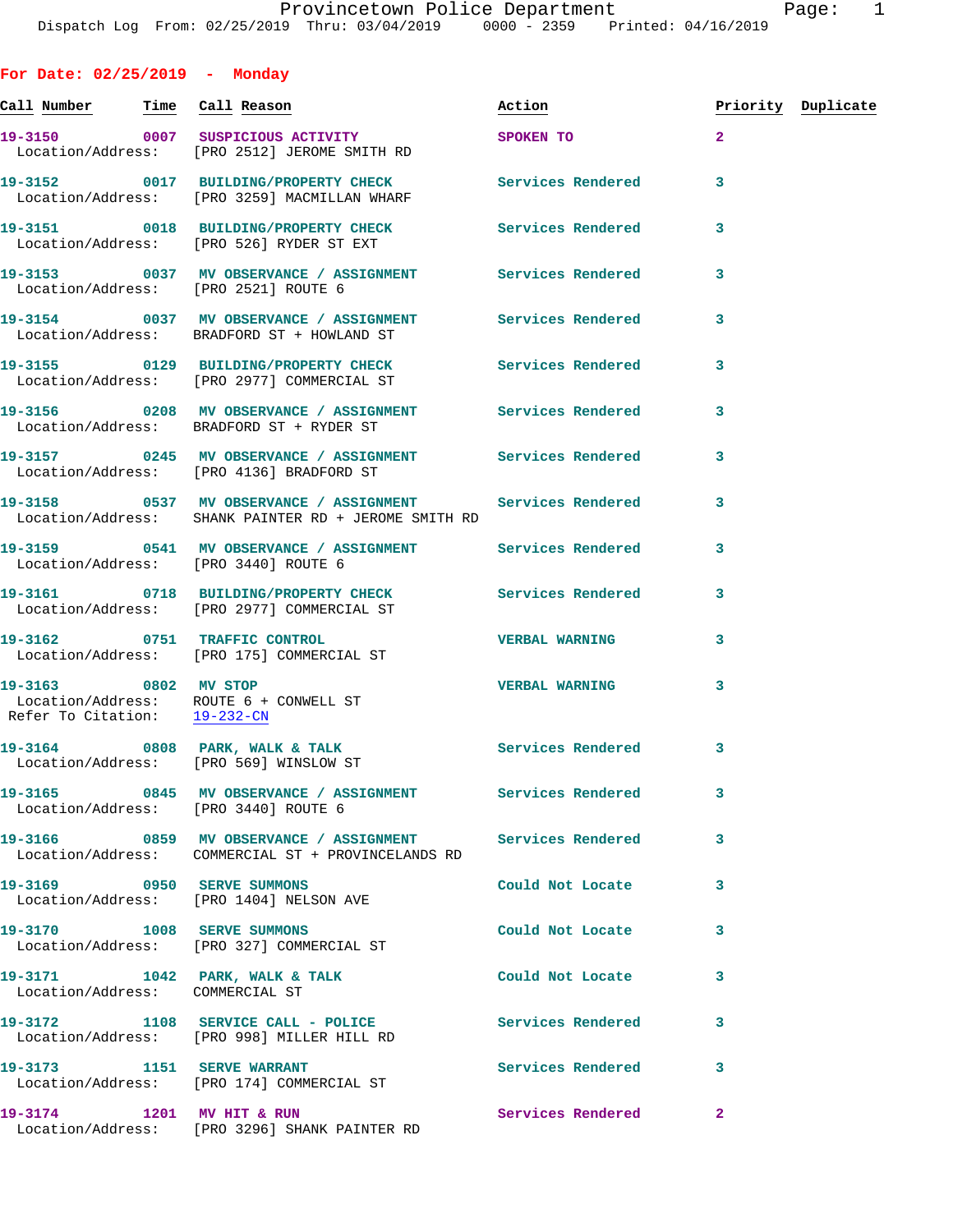Dispatch Log From: 02/25/2019 Thru: 03/04/2019 0000 - 2359 Printed: 04/16/2019

## For Date: 02/25/2019 - Monday

| Call Number | Time | Call Reason | Action | Priority | Duplicate |
|---|---|---|---|---|---|
| 19-3150 | 0007 | SUSPICIOUS ACTIVITY<br>Location/Address: [PRO 2512] JEROME SMITH RD | SPOKEN TO | 2 | |
| 19-3152 | 0017 | BUILDING/PROPERTY CHECK<br>Location/Address: [PRO 3259] MACMILLAN WHARF | Services Rendered | 3 | |
| 19-3151 | 0018 | BUILDING/PROPERTY CHECK<br>Location/Address: [PRO 526] RYDER ST EXT | Services Rendered | 3 | |
| 19-3153 | 0037 | MV OBSERVANCE / ASSIGNMENT<br>Location/Address: [PRO 2521] ROUTE 6 | Services Rendered | 3 | |
| 19-3154 | 0037 | MV OBSERVANCE / ASSIGNMENT<br>Location/Address: BRADFORD ST + HOWLAND ST | Services Rendered | 3 | |
| 19-3155 | 0129 | BUILDING/PROPERTY CHECK<br>Location/Address: [PRO 2977] COMMERCIAL ST | Services Rendered | 3 | |
| 19-3156 | 0208 | MV OBSERVANCE / ASSIGNMENT<br>Location/Address: BRADFORD ST + RYDER ST | Services Rendered | 3 | |
| 19-3157 | 0245 | MV OBSERVANCE / ASSIGNMENT<br>Location/Address: [PRO 4136] BRADFORD ST | Services Rendered | 3 | |
| 19-3158 | 0537 | MV OBSERVANCE / ASSIGNMENT<br>Location/Address: SHANK PAINTER RD + JEROME SMITH RD | Services Rendered | 3 | |
| 19-3159 | 0541 | MV OBSERVANCE / ASSIGNMENT<br>Location/Address: [PRO 3440] ROUTE 6 | Services Rendered | 3 | |
| 19-3161 | 0718 | BUILDING/PROPERTY CHECK<br>Location/Address: [PRO 2977] COMMERCIAL ST | Services Rendered | 3 | |
| 19-3162 | 0751 | TRAFFIC CONTROL<br>Location/Address: [PRO 175] COMMERCIAL ST | VERBAL WARNING | 3 | |
| 19-3163 | 0802 | MV STOP<br>Location/Address: ROUTE 6 + CONWELL ST<br>Refer To Citation: 19-232-CN | VERBAL WARNING | 3 | |
| 19-3164 | 0808 | PARK, WALK & TALK<br>Location/Address: [PRO 569] WINSLOW ST | Services Rendered | 3 | |
| 19-3165 | 0845 | MV OBSERVANCE / ASSIGNMENT<br>Location/Address: [PRO 3440] ROUTE 6 | Services Rendered | 3 | |
| 19-3166 | 0859 | MV OBSERVANCE / ASSIGNMENT<br>Location/Address: COMMERCIAL ST + PROVINCELANDS RD | Services Rendered | 3 | |
| 19-3169 | 0950 | SERVE SUMMONS<br>Location/Address: [PRO 1404] NELSON AVE | Could Not Locate | 3 | |
| 19-3170 | 1008 | SERVE SUMMONS<br>Location/Address: [PRO 327] COMMERCIAL ST | Could Not Locate | 3 | |
| 19-3171 | 1042 | PARK, WALK & TALK<br>Location/Address: COMMERCIAL ST | Could Not Locate | 3 | |
| 19-3172 | 1108 | SERVICE CALL - POLICE<br>Location/Address: [PRO 998] MILLER HILL RD | Services Rendered | 3 | |
| 19-3173 | 1151 | SERVE WARRANT<br>Location/Address: [PRO 174] COMMERCIAL ST | Services Rendered | 3 | |
| 19-3174 | 1201 | MV HIT & RUN<br>Location/Address: [PRO 3296] SHANK PAINTER RD | Services Rendered | 2 | |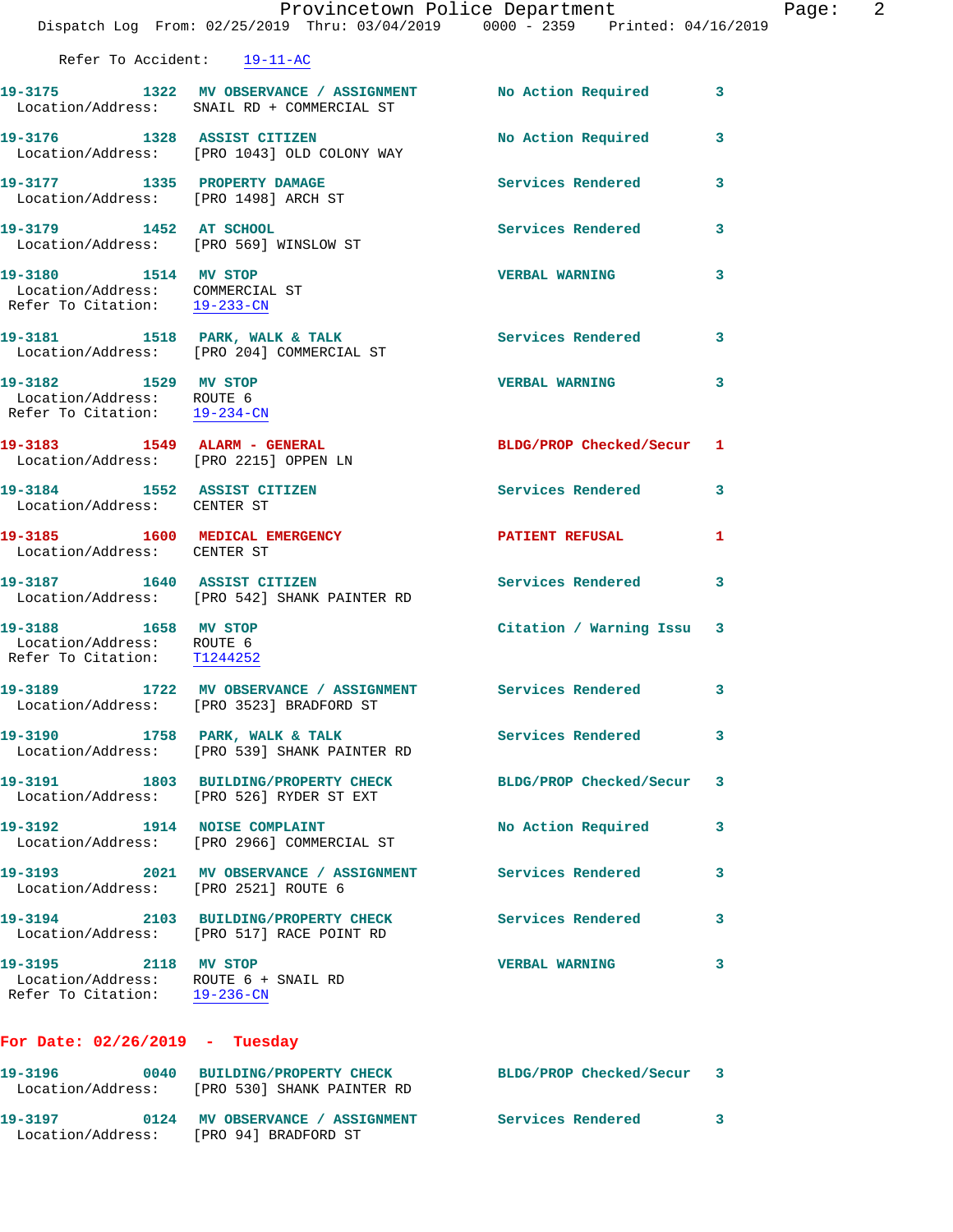Refer To Accident: 19-11-AC

**19-3175** 1322 **MV OBSERVANCE / ASSIGNMENT** No Action Required 3
Location/Address: SNAIL RD + COMMERCIAL ST

**19-3176** 1328 **ASSIST CITIZEN** No Action Required 3
Location/Address: [PRO 1043] OLD COLONY WAY

**19-3177** 1335 **PROPERTY DAMAGE** Services Rendered 3
Location/Address: [PRO 1498] ARCH ST

**19-3179** 1452 **AT SCHOOL** Services Rendered 3
Location/Address: [PRO 569] WINSLOW ST

**19-3180** 1514 **MV STOP** VERBAL WARNING 3
Location/Address: COMMERCIAL ST
Refer To Citation: 19-233-CN

**19-3181** 1518 **PARK, WALK & TALK** Services Rendered 3
Location/Address: [PRO 204] COMMERCIAL ST

**19-3182** 1529 **MV STOP** VERBAL WARNING 3
Location/Address: ROUTE 6
Refer To Citation: 19-234-CN

**19-3183** 1549 **ALARM - GENERAL** BLDG/PROP Checked/Secur 1
Location/Address: [PRO 2215] OPPEN LN

**19-3184** 1552 **ASSIST CITIZEN** Services Rendered 3
Location/Address: CENTER ST

**19-3185** 1600 **MEDICAL EMERGENCY** PATIENT REFUSAL 1
Location/Address: CENTER ST

**19-3187** 1640 **ASSIST CITIZEN** Services Rendered 3
Location/Address: [PRO 542] SHANK PAINTER RD

**19-3188** 1658 **MV STOP** Citation / Warning Issu 3
Location/Address: ROUTE 6
Refer To Citation: T1244252

**19-3189** 1722 **MV OBSERVANCE / ASSIGNMENT** Services Rendered 3
Location/Address: [PRO 3523] BRADFORD ST

**19-3190** 1758 **PARK, WALK & TALK** Services Rendered 3
Location/Address: [PRO 539] SHANK PAINTER RD

**19-3191** 1803 **BUILDING/PROPERTY CHECK** BLDG/PROP Checked/Secur 3
Location/Address: [PRO 526] RYDER ST EXT

**19-3192** 1914 **NOISE COMPLAINT** No Action Required 3
Location/Address: [PRO 2966] COMMERCIAL ST

**19-3193** 2021 **MV OBSERVANCE / ASSIGNMENT** Services Rendered 3
Location/Address: [PRO 2521] ROUTE 6

**19-3194** 2103 **BUILDING/PROPERTY CHECK** Services Rendered 3
Location/Address: [PRO 517] RACE POINT RD

**19-3195** 2118 **MV STOP** VERBAL WARNING 3
Location/Address: ROUTE 6 + SNAIL RD
Refer To Citation: 19-236-CN

## For Date: 02/26/2019 - Tuesday

**19-3196** 0040 **BUILDING/PROPERTY CHECK** BLDG/PROP Checked/Secur 3
Location/Address: [PRO 530] SHANK PAINTER RD

**19-3197** 0124 **MV OBSERVANCE / ASSIGNMENT** Services Rendered 3
Location/Address: [PRO 94] BRADFORD ST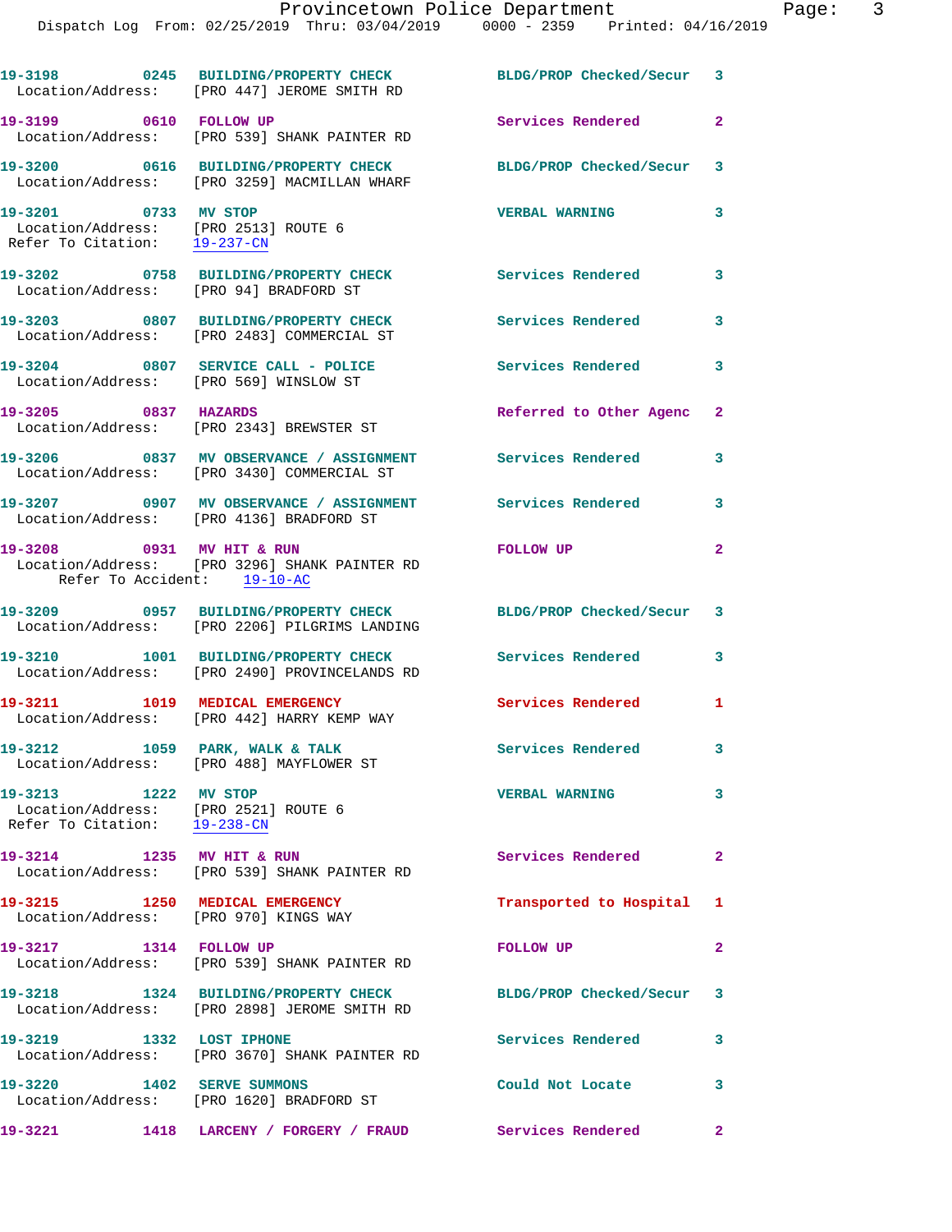19-3198 0245 BUILDING/PROPERTY CHECK BLDG/PROP Checked/Secur 3
Location/Address: [PRO 447] JEROME SMITH RD

19-3199 0610 FOLLOW UP Services Rendered 2
Location/Address: [PRO 539] SHANK PAINTER RD

19-3200 0616 BUILDING/PROPERTY CHECK BLDG/PROP Checked/Secur 3
Location/Address: [PRO 3259] MACMILLAN WHARF

19-3201 0733 MV STOP VERBAL WARNING 3
Location/Address: [PRO 2513] ROUTE 6
Refer To Citation: 19-237-CN

19-3202 0758 BUILDING/PROPERTY CHECK Services Rendered 3
Location/Address: [PRO 94] BRADFORD ST

19-3203 0807 BUILDING/PROPERTY CHECK Services Rendered 3
Location/Address: [PRO 2483] COMMERCIAL ST

19-3204 0807 SERVICE CALL - POLICE Services Rendered 3
Location/Address: [PRO 569] WINSLOW ST

19-3205 0837 HAZARDS Referred to Other Agenc 2
Location/Address: [PRO 2343] BREWSTER ST

19-3206 0837 MV OBSERVANCE / ASSIGNMENT Services Rendered 3
Location/Address: [PRO 3430] COMMERCIAL ST

19-3207 0907 MV OBSERVANCE / ASSIGNMENT Services Rendered 3
Location/Address: [PRO 4136] BRADFORD ST

19-3208 0931 MV HIT & RUN FOLLOW UP 2
Location/Address: [PRO 3296] SHANK PAINTER RD
Refer To Accident: 19-10-AC

19-3209 0957 BUILDING/PROPERTY CHECK BLDG/PROP Checked/Secur 3
Location/Address: [PRO 2206] PILGRIMS LANDING

19-3210 1001 BUILDING/PROPERTY CHECK Services Rendered 3
Location/Address: [PRO 2490] PROVINCELANDS RD

19-3211 1019 MEDICAL EMERGENCY Services Rendered 1
Location/Address: [PRO 442] HARRY KEMP WAY

19-3212 1059 PARK, WALK & TALK Services Rendered 3
Location/Address: [PRO 488] MAYFLOWER ST

19-3213 1222 MV STOP VERBAL WARNING 3
Location/Address: [PRO 2521] ROUTE 6
Refer To Citation: 19-238-CN

19-3214 1235 MV HIT & RUN Services Rendered 2
Location/Address: [PRO 539] SHANK PAINTER RD

19-3215 1250 MEDICAL EMERGENCY Transported to Hospital 1
Location/Address: [PRO 970] KINGS WAY

19-3217 1314 FOLLOW UP FOLLOW UP 2
Location/Address: [PRO 539] SHANK PAINTER RD

19-3218 1324 BUILDING/PROPERTY CHECK BLDG/PROP Checked/Secur 3
Location/Address: [PRO 2898] JEROME SMITH RD

19-3219 1332 LOST IPHONE Services Rendered 3
Location/Address: [PRO 3670] SHANK PAINTER RD

19-3220 1402 SERVE SUMMONS Could Not Locate 3
Location/Address: [PRO 1620] BRADFORD ST

19-3221 1418 LARCENY / FORGERY / FRAUD Services Rendered 2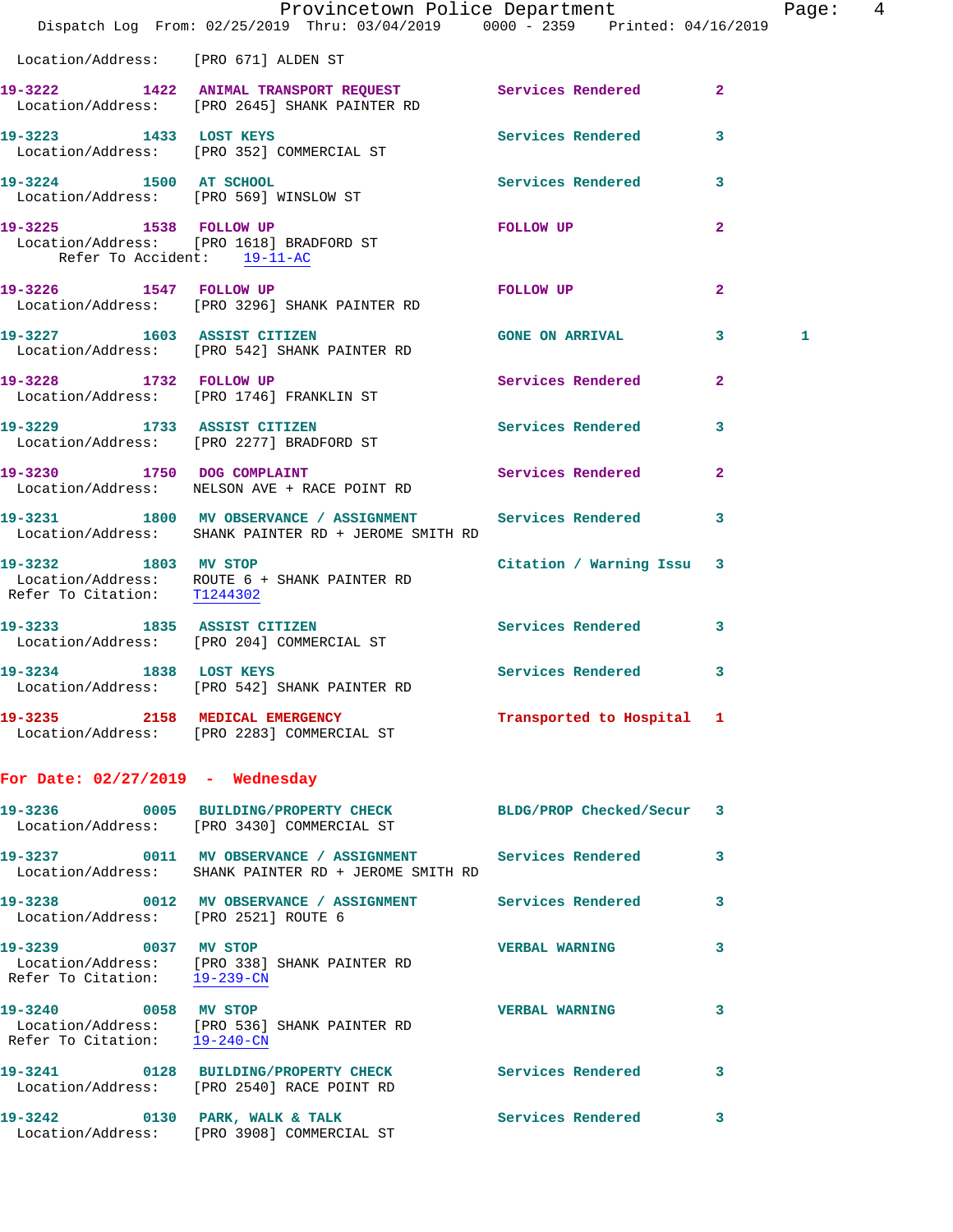Location/Address: [PRO 671] ALDEN ST

**19-3222** 1422 **ANIMAL TRANSPORT REQUEST** Services Rendered 2
Location/Address: [PRO 2645] SHANK PAINTER RD

**19-3223** 1433 **LOST KEYS** Services Rendered 3
Location/Address: [PRO 352] COMMERCIAL ST

**19-3224** 1500 **AT SCHOOL** Services Rendered 3
Location/Address: [PRO 569] WINSLOW ST

**19-3225** 1538 **FOLLOW UP** FOLLOW UP 2
Location/Address: [PRO 1618] BRADFORD ST
Refer To Accident: 19-11-AC

**19-3226** 1547 **FOLLOW UP** FOLLOW UP 2
Location/Address: [PRO 3296] SHANK PAINTER RD

**19-3227** 1603 **ASSIST CITIZEN** GONE ON ARRIVAL 3 1
Location/Address: [PRO 542] SHANK PAINTER RD

**19-3228** 1732 **FOLLOW UP** Services Rendered 2
Location/Address: [PRO 1746] FRANKLIN ST

**19-3229** 1733 **ASSIST CITIZEN** Services Rendered 3
Location/Address: [PRO 2277] BRADFORD ST

**19-3230** 1750 **DOG COMPLAINT** Services Rendered 2
Location/Address: NELSON AVE + RACE POINT RD

**19-3231** 1800 **MV OBSERVANCE / ASSIGNMENT** Services Rendered 3
Location/Address: SHANK PAINTER RD + JEROME SMITH RD

**19-3232** 1803 **MV STOP** Citation / Warning Issu 3
Location/Address: ROUTE 6 + SHANK PAINTER RD
Refer To Citation: T1244302

**19-3233** 1835 **ASSIST CITIZEN** Services Rendered 3
Location/Address: [PRO 204] COMMERCIAL ST

**19-3234** 1838 **LOST KEYS** Services Rendered 3
Location/Address: [PRO 542] SHANK PAINTER RD

**19-3235** 2158 **MEDICAL EMERGENCY** Transported to Hospital 1
Location/Address: [PRO 2283] COMMERCIAL ST

## For Date: 02/27/2019 - Wednesday

**19-3236** 0005 **BUILDING/PROPERTY CHECK** BLDG/PROP Checked/Secur 3
Location/Address: [PRO 3430] COMMERCIAL ST

**19-3237** 0011 **MV OBSERVANCE / ASSIGNMENT** Services Rendered 3
Location/Address: SHANK PAINTER RD + JEROME SMITH RD

**19-3238** 0012 **MV OBSERVANCE / ASSIGNMENT** Services Rendered 3
Location/Address: [PRO 2521] ROUTE 6

**19-3239** 0037 **MV STOP** VERBAL WARNING 3
Location/Address: [PRO 338] SHANK PAINTER RD
Refer To Citation: 19-239-CN

**19-3240** 0058 **MV STOP** VERBAL WARNING 3
Location/Address: [PRO 536] SHANK PAINTER RD
Refer To Citation: 19-240-CN

**19-3241** 0128 **BUILDING/PROPERTY CHECK** Services Rendered 3
Location/Address: [PRO 2540] RACE POINT RD

**19-3242** 0130 **PARK, WALK & TALK** Services Rendered 3
Location/Address: [PRO 3908] COMMERCIAL ST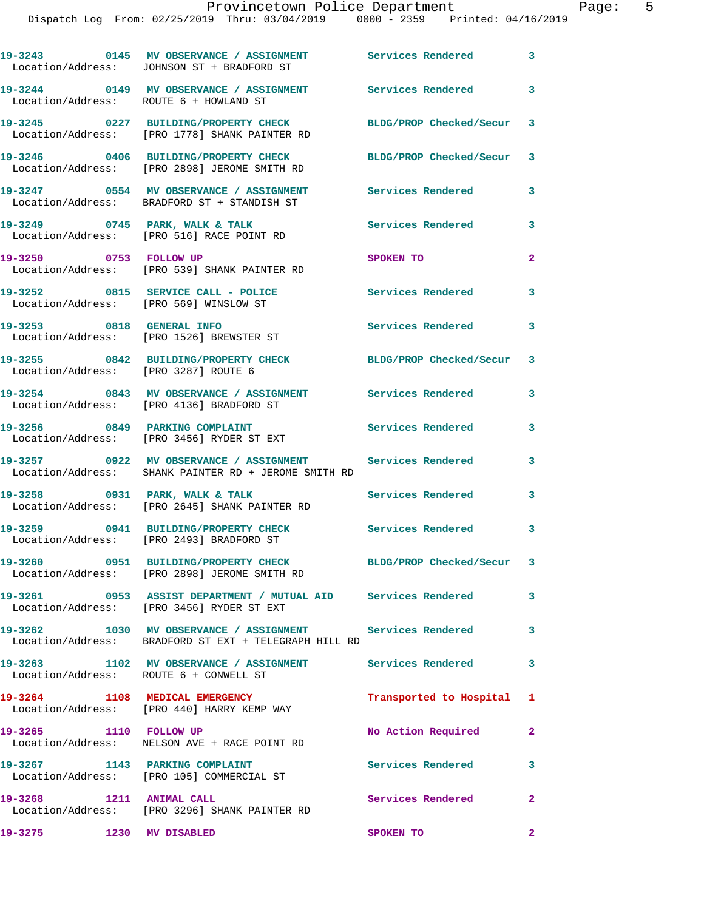| Call Number | Time | Call Reason | Action | Priority |
|---|---|---|---|---|
| 19-3243 | 0145 | MV OBSERVANCE / ASSIGNMENT | Services Rendered | 3 |
| Location/Address: | | JOHNSON ST + BRADFORD ST | | |
| 19-3244 | 0149 | MV OBSERVANCE / ASSIGNMENT | Services Rendered | 3 |
| Location/Address: | | ROUTE 6 + HOWLAND ST | | |
| 19-3245 | 0227 | BUILDING/PROPERTY CHECK | BLDG/PROP Checked/Secur | 3 |
| Location/Address: | | [PRO 1778] SHANK PAINTER RD | | |
| 19-3246 | 0406 | BUILDING/PROPERTY CHECK | BLDG/PROP Checked/Secur | 3 |
| Location/Address: | | [PRO 2898] JEROME SMITH RD | | |
| 19-3247 | 0554 | MV OBSERVANCE / ASSIGNMENT | Services Rendered | 3 |
| Location/Address: | | BRADFORD ST + STANDISH ST | | |
| 19-3249 | 0745 | PARK, WALK & TALK | Services Rendered | 3 |
| Location/Address: | | [PRO 516] RACE POINT RD | | |
| 19-3250 | 0753 | FOLLOW UP | SPOKEN TO | 2 |
| Location/Address: | | [PRO 539] SHANK PAINTER RD | | |
| 19-3252 | 0815 | SERVICE CALL - POLICE | Services Rendered | 3 |
| Location/Address: | | [PRO 569] WINSLOW ST | | |
| 19-3253 | 0818 | GENERAL INFO | Services Rendered | 3 |
| Location/Address: | | [PRO 1526] BREWSTER ST | | |
| 19-3255 | 0842 | BUILDING/PROPERTY CHECK | BLDG/PROP Checked/Secur | 3 |
| Location/Address: | | [PRO 3287] ROUTE 6 | | |
| 19-3254 | 0843 | MV OBSERVANCE / ASSIGNMENT | Services Rendered | 3 |
| Location/Address: | | [PRO 4136] BRADFORD ST | | |
| 19-3256 | 0849 | PARKING COMPLAINT | Services Rendered | 3 |
| Location/Address: | | [PRO 3456] RYDER ST EXT | | |
| 19-3257 | 0922 | MV OBSERVANCE / ASSIGNMENT | Services Rendered | 3 |
| Location/Address: | | SHANK PAINTER RD + JEROME SMITH RD | | |
| 19-3258 | 0931 | PARK, WALK & TALK | Services Rendered | 3 |
| Location/Address: | | [PRO 2645] SHANK PAINTER RD | | |
| 19-3259 | 0941 | BUILDING/PROPERTY CHECK | Services Rendered | 3 |
| Location/Address: | | [PRO 2493] BRADFORD ST | | |
| 19-3260 | 0951 | BUILDING/PROPERTY CHECK | BLDG/PROP Checked/Secur | 3 |
| Location/Address: | | [PRO 2898] JEROME SMITH RD | | |
| 19-3261 | 0953 | ASSIST DEPARTMENT / MUTUAL AID | Services Rendered | 3 |
| Location/Address: | | [PRO 3456] RYDER ST EXT | | |
| 19-3262 | 1030 | MV OBSERVANCE / ASSIGNMENT | Services Rendered | 3 |
| Location/Address: | | BRADFORD ST EXT + TELEGRAPH HILL RD | | |
| 19-3263 | 1102 | MV OBSERVANCE / ASSIGNMENT | Services Rendered | 3 |
| Location/Address: | | ROUTE 6 + CONWELL ST | | |
| 19-3264 | 1108 | MEDICAL EMERGENCY | Transported to Hospital | 1 |
| Location/Address: | | [PRO 440] HARRY KEMP WAY | | |
| 19-3265 | 1110 | FOLLOW UP | No Action Required | 2 |
| Location/Address: | | NELSON AVE + RACE POINT RD | | |
| 19-3267 | 1143 | PARKING COMPLAINT | Services Rendered | 3 |
| Location/Address: | | [PRO 105] COMMERCIAL ST | | |
| 19-3268 | 1211 | ANIMAL CALL | Services Rendered | 2 |
| Location/Address: | | [PRO 3296] SHANK PAINTER RD | | |
| 19-3275 | 1230 | MV DISABLED | SPOKEN TO | 2 |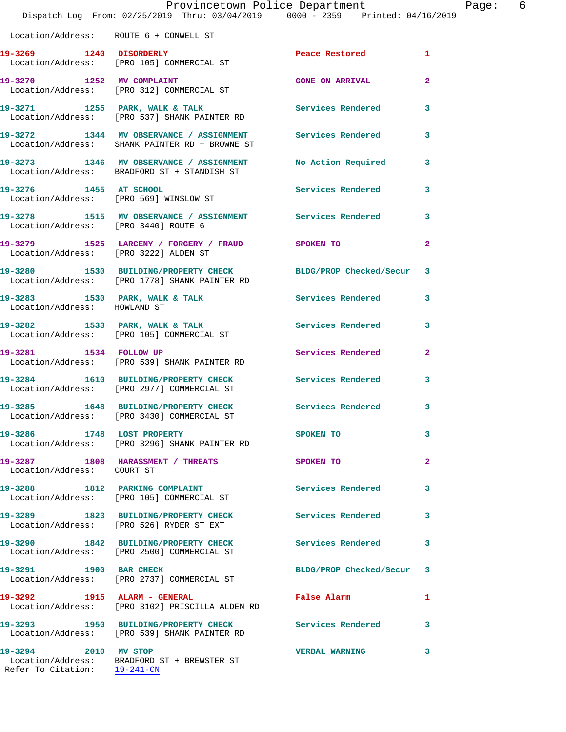Location/Address: ROUTE 6 + CONWELL ST

| Call # | Time | Call Reason | Action | Priority |
|---|---|---|---|---|
| 19-3269 | 1240 | DISORDERLY | Peace Restored | 1 |
| Location/Address: [PRO 105] COMMERCIAL ST | | | | |
| 19-3270 | 1252 | MV COMPLAINT | GONE ON ARRIVAL | 2 |
| Location/Address: [PRO 312] COMMERCIAL ST | | | | |
| 19-3271 | 1255 | PARK, WALK & TALK | Services Rendered | 3 |
| Location/Address: [PRO 537] SHANK PAINTER RD | | | | |
| 19-3272 | 1344 | MV OBSERVANCE / ASSIGNMENT | Services Rendered | 3 |
| Location/Address: SHANK PAINTER RD + BROWNE ST | | | | |
| 19-3273 | 1346 | MV OBSERVANCE / ASSIGNMENT | No Action Required | 3 |
| Location/Address: BRADFORD ST + STANDISH ST | | | | |
| 19-3276 | 1455 | AT SCHOOL | Services Rendered | 3 |
| Location/Address: [PRO 569] WINSLOW ST | | | | |
| 19-3278 | 1515 | MV OBSERVANCE / ASSIGNMENT | Services Rendered | 3 |
| Location/Address: [PRO 3440] ROUTE 6 | | | | |
| 19-3279 | 1525 | LARCENY / FORGERY / FRAUD | SPOKEN TO | 2 |
| Location/Address: [PRO 3222] ALDEN ST | | | | |
| 19-3280 | 1530 | BUILDING/PROPERTY CHECK | BLDG/PROP Checked/Secur | 3 |
| Location/Address: [PRO 1778] SHANK PAINTER RD | | | | |
| 19-3283 | 1530 | PARK, WALK & TALK | Services Rendered | 3 |
| Location/Address: HOWLAND ST | | | | |
| 19-3282 | 1533 | PARK, WALK & TALK | Services Rendered | 3 |
| Location/Address: [PRO 105] COMMERCIAL ST | | | | |
| 19-3281 | 1534 | FOLLOW UP | Services Rendered | 2 |
| Location/Address: [PRO 539] SHANK PAINTER RD | | | | |
| 19-3284 | 1610 | BUILDING/PROPERTY CHECK | Services Rendered | 3 |
| Location/Address: [PRO 2977] COMMERCIAL ST | | | | |
| 19-3285 | 1648 | BUILDING/PROPERTY CHECK | Services Rendered | 3 |
| Location/Address: [PRO 3430] COMMERCIAL ST | | | | |
| 19-3286 | 1748 | LOST PROPERTY | SPOKEN TO | 3 |
| Location/Address: [PRO 3296] SHANK PAINTER RD | | | | |
| 19-3287 | 1808 | HARASSMENT / THREATS | SPOKEN TO | 2 |
| Location/Address: COURT ST | | | | |
| 19-3288 | 1812 | PARKING COMPLAINT | Services Rendered | 3 |
| Location/Address: [PRO 105] COMMERCIAL ST | | | | |
| 19-3289 | 1823 | BUILDING/PROPERTY CHECK | Services Rendered | 3 |
| Location/Address: [PRO 526] RYDER ST EXT | | | | |
| 19-3290 | 1842 | BUILDING/PROPERTY CHECK | Services Rendered | 3 |
| Location/Address: [PRO 2500] COMMERCIAL ST | | | | |
| 19-3291 | 1900 | BAR CHECK | BLDG/PROP Checked/Secur | 3 |
| Location/Address: [PRO 2737] COMMERCIAL ST | | | | |
| 19-3292 | 1915 | ALARM - GENERAL | False Alarm | 1 |
| Location/Address: [PRO 3102] PRISCILLA ALDEN RD | | | | |
| 19-3293 | 1950 | BUILDING/PROPERTY CHECK | Services Rendered | 3 |
| Location/Address: [PRO 539] SHANK PAINTER RD | | | | |
| 19-3294 | 2010 | MV STOP | VERBAL WARNING | 3 |
| Location/Address: BRADFORD ST + BREWSTER ST | | | | |
| Refer To Citation: 19-241-CN | | | | |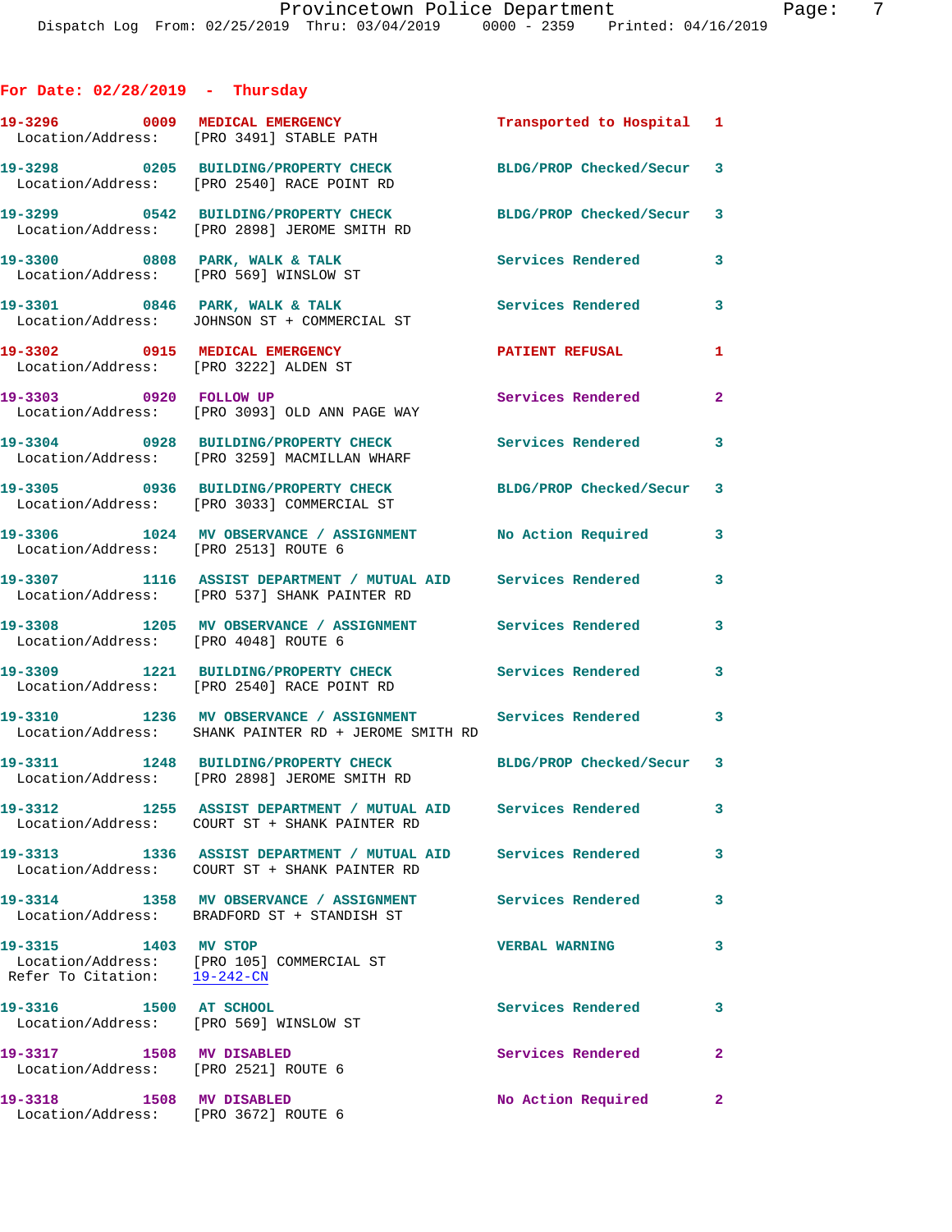## For Date: 02/28/2019 - Thursday

**19-3296** 0009 **MEDICAL EMERGENCY** Transported to Hospital 1
Location/Address: [PRO 3491] STABLE PATH

**19-3298** 0205 **BUILDING/PROPERTY CHECK** BLDG/PROP Checked/Secur 3
Location/Address: [PRO 2540] RACE POINT RD

**19-3299** 0542 **BUILDING/PROPERTY CHECK** BLDG/PROP Checked/Secur 3
Location/Address: [PRO 2898] JEROME SMITH RD

**19-3300** 0808 **PARK, WALK & TALK** Services Rendered 3
Location/Address: [PRO 569] WINSLOW ST

**19-3301** 0846 **PARK, WALK & TALK** Services Rendered 3
Location/Address: JOHNSON ST + COMMERCIAL ST

**19-3302** 0915 **MEDICAL EMERGENCY** PATIENT REFUSAL 1
Location/Address: [PRO 3222] ALDEN ST

**19-3303** 0920 **FOLLOW UP** Services Rendered 2
Location/Address: [PRO 3093] OLD ANN PAGE WAY

**19-3304** 0928 **BUILDING/PROPERTY CHECK** Services Rendered 3
Location/Address: [PRO 3259] MACMILLAN WHARF

**19-3305** 0936 **BUILDING/PROPERTY CHECK** BLDG/PROP Checked/Secur 3
Location/Address: [PRO 3033] COMMERCIAL ST

**19-3306** 1024 **MV OBSERVANCE / ASSIGNMENT** No Action Required 3
Location/Address: [PRO 2513] ROUTE 6

**19-3307** 1116 **ASSIST DEPARTMENT / MUTUAL AID** Services Rendered 3
Location/Address: [PRO 537] SHANK PAINTER RD

**19-3308** 1205 **MV OBSERVANCE / ASSIGNMENT** Services Rendered 3
Location/Address: [PRO 4048] ROUTE 6

**19-3309** 1221 **BUILDING/PROPERTY CHECK** Services Rendered 3
Location/Address: [PRO 2540] RACE POINT RD

**19-3310** 1236 **MV OBSERVANCE / ASSIGNMENT** Services Rendered 3
Location/Address: SHANK PAINTER RD + JEROME SMITH RD

**19-3311** 1248 **BUILDING/PROPERTY CHECK** BLDG/PROP Checked/Secur 3
Location/Address: [PRO 2898] JEROME SMITH RD

**19-3312** 1255 **ASSIST DEPARTMENT / MUTUAL AID** Services Rendered 3
Location/Address: COURT ST + SHANK PAINTER RD

**19-3313** 1336 **ASSIST DEPARTMENT / MUTUAL AID** Services Rendered 3
Location/Address: COURT ST + SHANK PAINTER RD

**19-3314** 1358 **MV OBSERVANCE / ASSIGNMENT** Services Rendered 3
Location/Address: BRADFORD ST + STANDISH ST

**19-3315** 1403 **MV STOP** VERBAL WARNING 3
Location/Address: [PRO 105] COMMERCIAL ST
Refer To Citation: 19-242-CN

**19-3316** 1500 **AT SCHOOL** Services Rendered 3
Location/Address: [PRO 569] WINSLOW ST

**19-3317** 1508 **MV DISABLED** Services Rendered 2
Location/Address: [PRO 2521] ROUTE 6

**19-3318** 1508 **MV DISABLED** No Action Required 2
Location/Address: [PRO 3672] ROUTE 6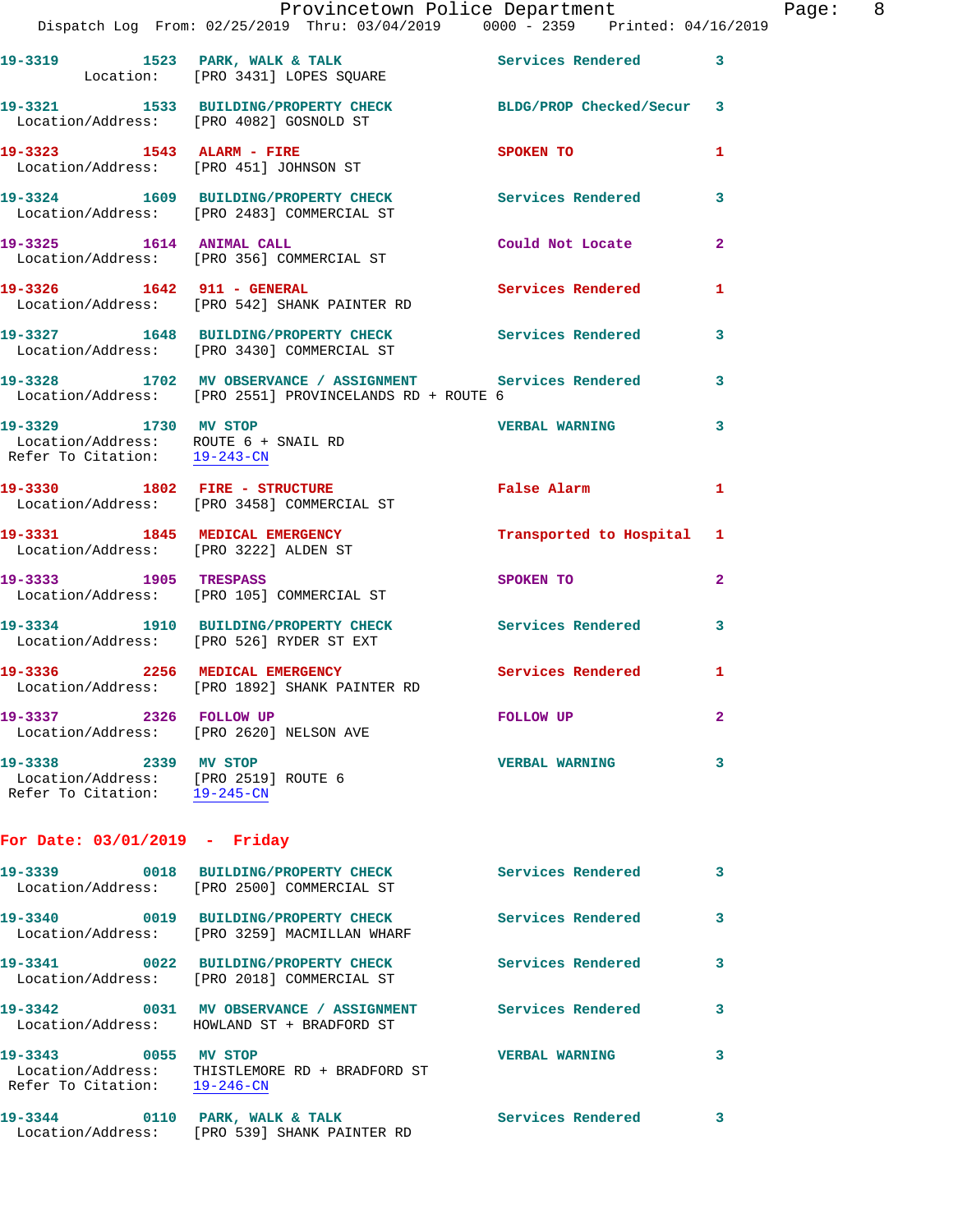**19-3319** 1523 **PARK, WALK & TALK** Services Rendered 3
Location: [PRO 3431] LOPES SQUARE

**19-3321** 1533 **BUILDING/PROPERTY CHECK** BLDG/PROP Checked/Secur 3
Location/Address: [PRO 4082] GOSNOLD ST

**19-3323** 1543 **ALARM - FIRE** SPOKEN TO 1
Location/Address: [PRO 451] JOHNSON ST

**19-3324** 1609 **BUILDING/PROPERTY CHECK** Services Rendered 3
Location/Address: [PRO 2483] COMMERCIAL ST

**19-3325** 1614 **ANIMAL CALL** Could Not Locate 2
Location/Address: [PRO 356] COMMERCIAL ST

**19-3326** 1642 **911 - GENERAL** Services Rendered 1
Location/Address: [PRO 542] SHANK PAINTER RD

**19-3327** 1648 **BUILDING/PROPERTY CHECK** Services Rendered 3
Location/Address: [PRO 3430] COMMERCIAL ST

**19-3328** 1702 **MV OBSERVANCE / ASSIGNMENT** Services Rendered 3
Location/Address: [PRO 2551] PROVINCELANDS RD + ROUTE 6

**19-3329** 1730 **MV STOP** VERBAL WARNING 3
Location/Address: ROUTE 6 + SNAIL RD
Refer To Citation: 19-243-CN

**19-3330** 1802 **FIRE - STRUCTURE** False Alarm 1
Location/Address: [PRO 3458] COMMERCIAL ST

**19-3331** 1845 **MEDICAL EMERGENCY** Transported to Hospital 1
Location/Address: [PRO 3222] ALDEN ST

**19-3333** 1905 **TRESPASS** SPOKEN TO 2
Location/Address: [PRO 105] COMMERCIAL ST

**19-3334** 1910 **BUILDING/PROPERTY CHECK** Services Rendered 3
Location/Address: [PRO 526] RYDER ST EXT

**19-3336** 2256 **MEDICAL EMERGENCY** Services Rendered 1
Location/Address: [PRO 1892] SHANK PAINTER RD

**19-3337** 2326 **FOLLOW UP** FOLLOW UP 2
Location/Address: [PRO 2620] NELSON AVE

**19-3338** 2339 **MV STOP** VERBAL WARNING 3
Location/Address: [PRO 2519] ROUTE 6
Refer To Citation: 19-245-CN

## For Date: 03/01/2019 - Friday

**19-3339** 0018 **BUILDING/PROPERTY CHECK** Services Rendered 3
Location/Address: [PRO 2500] COMMERCIAL ST

**19-3340** 0019 **BUILDING/PROPERTY CHECK** Services Rendered 3
Location/Address: [PRO 3259] MACMILLAN WHARF

**19-3341** 0022 **BUILDING/PROPERTY CHECK** Services Rendered 3
Location/Address: [PRO 2018] COMMERCIAL ST

**19-3342** 0031 **MV OBSERVANCE / ASSIGNMENT** Services Rendered 3
Location/Address: HOWLAND ST + BRADFORD ST

**19-3343** 0055 **MV STOP** VERBAL WARNING 3
Location/Address: THISTLEMORE RD + BRADFORD ST
Refer To Citation: 19-246-CN

**19-3344** 0110 **PARK, WALK & TALK** Services Rendered 3
Location/Address: [PRO 539] SHANK PAINTER RD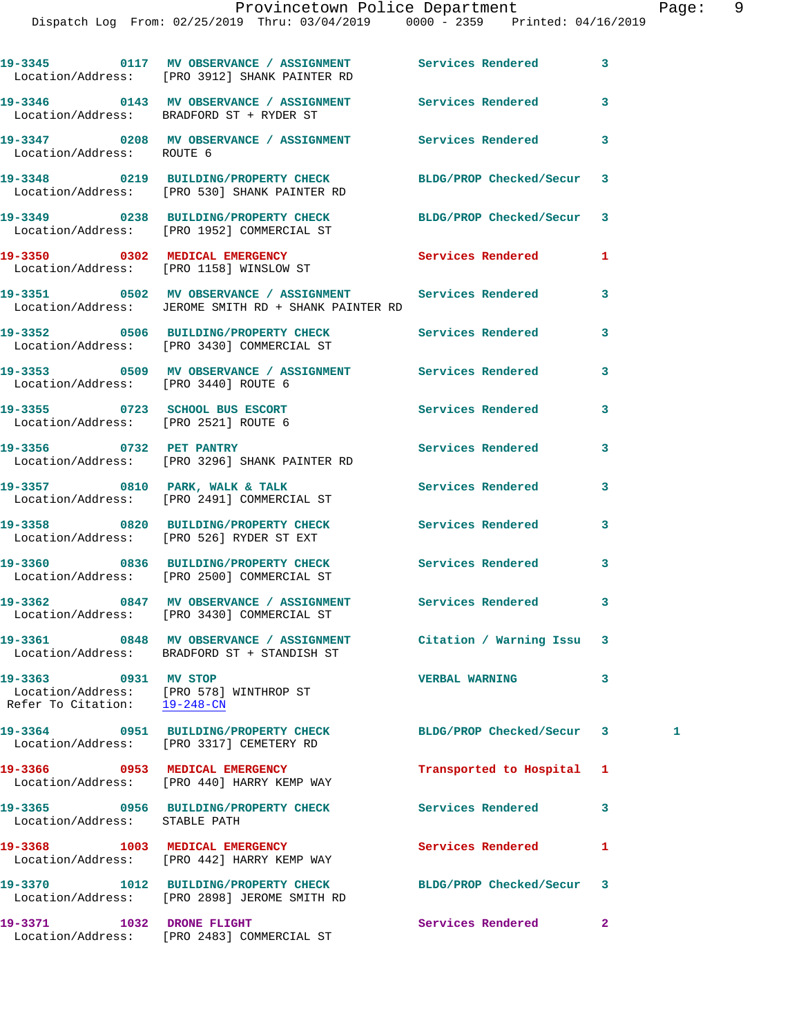```
19-3345        0117  MV OBSERVANCE / ASSIGNMENT       Services Rendered        3
  Location/Address:   [PRO 3912] SHANK PAINTER RD

19-3346        0143  MV OBSERVANCE / ASSIGNMENT       Services Rendered        3
  Location/Address:   BRADFORD ST + RYDER ST

19-3347        0208  MV OBSERVANCE / ASSIGNMENT       Services Rendered        3
  Location/Address:   ROUTE 6

19-3348        0219  BUILDING/PROPERTY CHECK          BLDG/PROP Checked/Secur  3
  Location/Address:   [PRO 530] SHANK PAINTER RD

19-3349        0238  BUILDING/PROPERTY CHECK          BLDG/PROP Checked/Secur  3
  Location/Address:   [PRO 1952] COMMERCIAL ST

19-3350        0302  MEDICAL EMERGENCY                Services Rendered        1
  Location/Address:   [PRO 1158] WINSLOW ST

19-3351        0502  MV OBSERVANCE / ASSIGNMENT       Services Rendered        3
  Location/Address:   JEROME SMITH RD + SHANK PAINTER RD

19-3352        0506  BUILDING/PROPERTY CHECK          Services Rendered        3
  Location/Address:   [PRO 3430] COMMERCIAL ST

19-3353        0509  MV OBSERVANCE / ASSIGNMENT       Services Rendered        3
  Location/Address:   [PRO 3440] ROUTE 6

19-3355        0723  SCHOOL BUS ESCORT                Services Rendered        3
  Location/Address:   [PRO 2521] ROUTE 6

19-3356        0732  PET PANTRY                       Services Rendered        3
  Location/Address:   [PRO 3296] SHANK PAINTER RD

19-3357        0810  PARK, WALK & TALK                Services Rendered        3
  Location/Address:   [PRO 2491] COMMERCIAL ST

19-3358        0820  BUILDING/PROPERTY CHECK          Services Rendered        3
  Location/Address:   [PRO 526] RYDER ST EXT

19-3360        0836  BUILDING/PROPERTY CHECK          Services Rendered        3
  Location/Address:   [PRO 2500] COMMERCIAL ST

19-3362        0847  MV OBSERVANCE / ASSIGNMENT       Services Rendered        3
  Location/Address:   [PRO 3430] COMMERCIAL ST

19-3361        0848  MV OBSERVANCE / ASSIGNMENT       Citation / Warning Issu  3
  Location/Address:   BRADFORD ST + STANDISH ST

19-3363        0931  MV STOP                          VERBAL WARNING           3
  Location/Address:   [PRO 578] WINTHROP ST
 Refer To Citation:   19-248-CN

19-3364        0951  BUILDING/PROPERTY CHECK          BLDG/PROP Checked/Secur  3          1
  Location/Address:   [PRO 3317] CEMETERY RD

19-3366        0953  MEDICAL EMERGENCY                Transported to Hospital  1
  Location/Address:   [PRO 440] HARRY KEMP WAY

19-3365        0956  BUILDING/PROPERTY CHECK          Services Rendered        3
  Location/Address:   STABLE PATH

19-3368        1003  MEDICAL EMERGENCY                Services Rendered        1
  Location/Address:   [PRO 442] HARRY KEMP WAY

19-3370        1012  BUILDING/PROPERTY CHECK          BLDG/PROP Checked/Secur  3
  Location/Address:   [PRO 2898] JEROME SMITH RD

19-3371        1032  DRONE FLIGHT                     Services Rendered        2
  Location/Address:   [PRO 2483] COMMERCIAL ST
```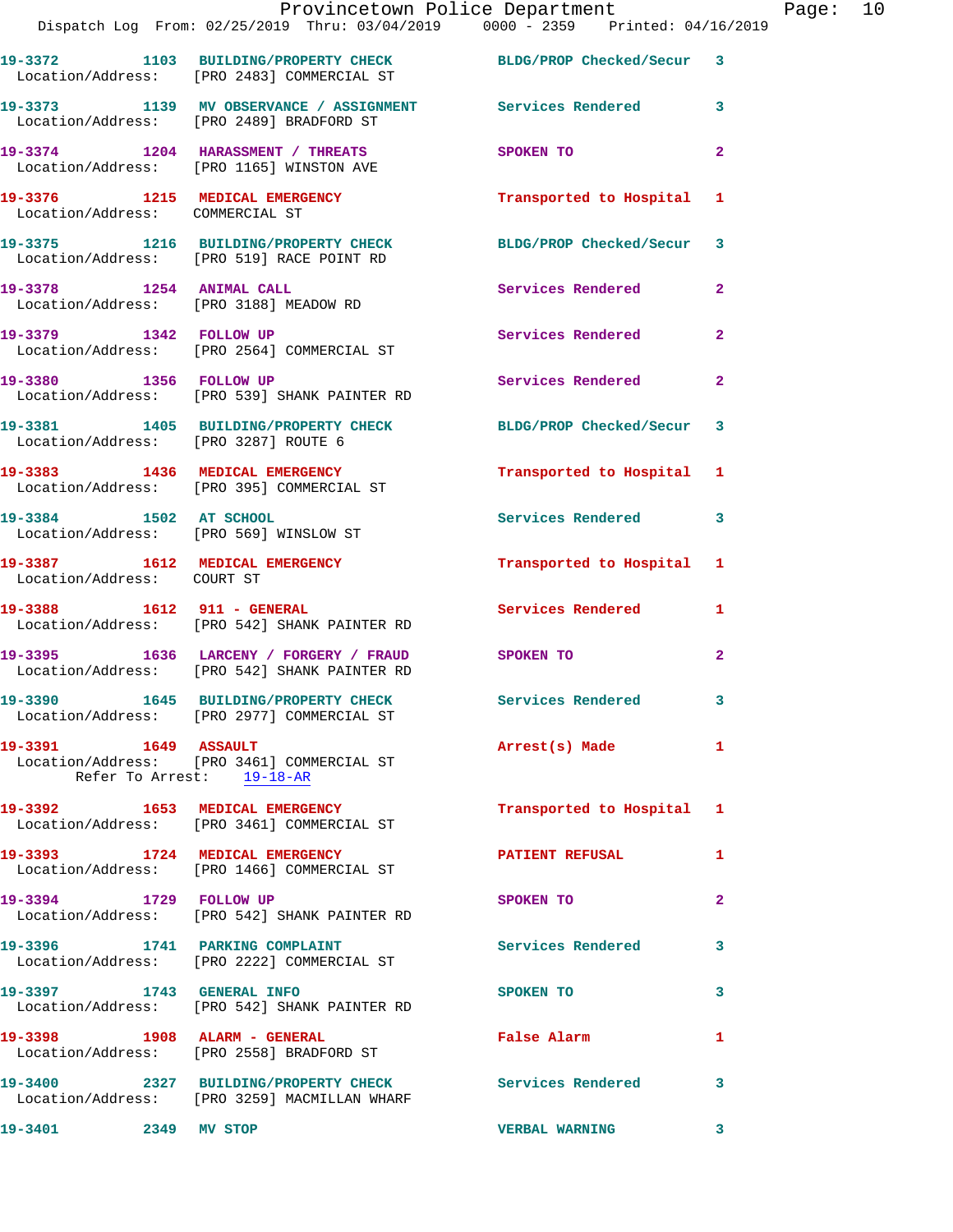| Call Number | Time | Call Reason | Action | Priority |
|---|---|---|---|---|
| 19-3372 | 1103 | BUILDING/PROPERTY CHECK | BLDG/PROP Checked/Secur | 3 |
| Location/Address: [PRO 2483] COMMERCIAL ST | | | | |
| 19-3373 | 1139 | MV OBSERVANCE / ASSIGNMENT | Services Rendered | 3 |
| Location/Address: [PRO 2489] BRADFORD ST | | | | |
| 19-3374 | 1204 | HARASSMENT / THREATS | SPOKEN TO | 2 |
| Location/Address: [PRO 1165] WINSTON AVE | | | | |
| 19-3376 | 1215 | MEDICAL EMERGENCY | Transported to Hospital | 1 |
| Location/Address: COMMERCIAL ST | | | | |
| 19-3375 | 1216 | BUILDING/PROPERTY CHECK | BLDG/PROP Checked/Secur | 3 |
| Location/Address: [PRO 519] RACE POINT RD | | | | |
| 19-3378 | 1254 | ANIMAL CALL | Services Rendered | 2 |
| Location/Address: [PRO 3188] MEADOW RD | | | | |
| 19-3379 | 1342 | FOLLOW UP | Services Rendered | 2 |
| Location/Address: [PRO 2564] COMMERCIAL ST | | | | |
| 19-3380 | 1356 | FOLLOW UP | Services Rendered | 2 |
| Location/Address: [PRO 539] SHANK PAINTER RD | | | | |
| 19-3381 | 1405 | BUILDING/PROPERTY CHECK | BLDG/PROP Checked/Secur | 3 |
| Location/Address: [PRO 3287] ROUTE 6 | | | | |
| 19-3383 | 1436 | MEDICAL EMERGENCY | Transported to Hospital | 1 |
| Location/Address: [PRO 395] COMMERCIAL ST | | | | |
| 19-3384 | 1502 | AT SCHOOL | Services Rendered | 3 |
| Location/Address: [PRO 569] WINSLOW ST | | | | |
| 19-3387 | 1612 | MEDICAL EMERGENCY | Transported to Hospital | 1 |
| Location/Address: COURT ST | | | | |
| 19-3388 | 1612 | 911 - GENERAL | Services Rendered | 1 |
| Location/Address: [PRO 542] SHANK PAINTER RD | | | | |
| 19-3395 | 1636 | LARCENY / FORGERY / FRAUD | SPOKEN TO | 2 |
| Location/Address: [PRO 542] SHANK PAINTER RD | | | | |
| 19-3390 | 1645 | BUILDING/PROPERTY CHECK | Services Rendered | 3 |
| Location/Address: [PRO 2977] COMMERCIAL ST | | | | |
| 19-3391 | 1649 | ASSAULT | Arrest(s) Made | 1 |
| Location/Address: [PRO 3461] COMMERCIAL ST — Refer To Arrest: 19-18-AR | | | | |
| 19-3392 | 1653 | MEDICAL EMERGENCY | Transported to Hospital | 1 |
| Location/Address: [PRO 3461] COMMERCIAL ST | | | | |
| 19-3393 | 1724 | MEDICAL EMERGENCY | PATIENT REFUSAL | 1 |
| Location/Address: [PRO 1466] COMMERCIAL ST | | | | |
| 19-3394 | 1729 | FOLLOW UP | SPOKEN TO | 2 |
| Location/Address: [PRO 542] SHANK PAINTER RD | | | | |
| 19-3396 | 1741 | PARKING COMPLAINT | Services Rendered | 3 |
| Location/Address: [PRO 2222] COMMERCIAL ST | | | | |
| 19-3397 | 1743 | GENERAL INFO | SPOKEN TO | 3 |
| Location/Address: [PRO 542] SHANK PAINTER RD | | | | |
| 19-3398 | 1908 | ALARM - GENERAL | False Alarm | 1 |
| Location/Address: [PRO 2558] BRADFORD ST | | | | |
| 19-3400 | 2327 | BUILDING/PROPERTY CHECK | Services Rendered | 3 |
| Location/Address: [PRO 3259] MACMILLAN WHARF | | | | |
| 19-3401 | 2349 | MV STOP | VERBAL WARNING | 3 |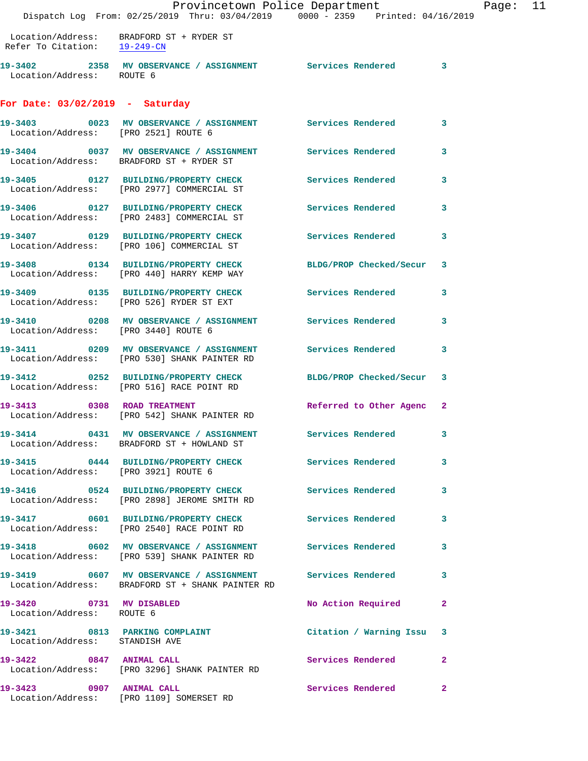Location/Address: BRADFORD ST + RYDER ST
Refer To Citation: 19-249-CN

**19-3402** 2358 **MV OBSERVANCE / ASSIGNMENT** Services Rendered 3
Location/Address: ROUTE 6

## For Date: 03/02/2019 - Saturday

**19-3403** 0023 **MV OBSERVANCE / ASSIGNMENT** Services Rendered 3
Location/Address: [PRO 2521] ROUTE 6

**19-3404** 0037 **MV OBSERVANCE / ASSIGNMENT** Services Rendered 3
Location/Address: BRADFORD ST + RYDER ST

**19-3405** 0127 **BUILDING/PROPERTY CHECK** Services Rendered 3
Location/Address: [PRO 2977] COMMERCIAL ST

**19-3406** 0127 **BUILDING/PROPERTY CHECK** Services Rendered 3
Location/Address: [PRO 2483] COMMERCIAL ST

**19-3407** 0129 **BUILDING/PROPERTY CHECK** Services Rendered 3
Location/Address: [PRO 106] COMMERCIAL ST

**19-3408** 0134 **BUILDING/PROPERTY CHECK** BLDG/PROP Checked/Secur 3
Location/Address: [PRO 440] HARRY KEMP WAY

**19-3409** 0135 **BUILDING/PROPERTY CHECK** Services Rendered 3
Location/Address: [PRO 526] RYDER ST EXT

**19-3410** 0208 **MV OBSERVANCE / ASSIGNMENT** Services Rendered 3
Location/Address: [PRO 3440] ROUTE 6

**19-3411** 0209 **MV OBSERVANCE / ASSIGNMENT** Services Rendered 3
Location/Address: [PRO 530] SHANK PAINTER RD

**19-3412** 0252 **BUILDING/PROPERTY CHECK** BLDG/PROP Checked/Secur 3
Location/Address: [PRO 516] RACE POINT RD

**19-3413** 0308 **ROAD TREATMENT** Referred to Other Agenc 2
Location/Address: [PRO 542] SHANK PAINTER RD

**19-3414** 0431 **MV OBSERVANCE / ASSIGNMENT** Services Rendered 3
Location/Address: BRADFORD ST + HOWLAND ST

**19-3415** 0444 **BUILDING/PROPERTY CHECK** Services Rendered 3
Location/Address: [PRO 3921] ROUTE 6

**19-3416** 0524 **BUILDING/PROPERTY CHECK** Services Rendered 3
Location/Address: [PRO 2898] JEROME SMITH RD

**19-3417** 0601 **BUILDING/PROPERTY CHECK** Services Rendered 3
Location/Address: [PRO 2540] RACE POINT RD

**19-3418** 0602 **MV OBSERVANCE / ASSIGNMENT** Services Rendered 3
Location/Address: [PRO 539] SHANK PAINTER RD

**19-3419** 0607 **MV OBSERVANCE / ASSIGNMENT** Services Rendered 3
Location/Address: BRADFORD ST + SHANK PAINTER RD

**19-3420** 0731 **MV DISABLED** No Action Required 2
Location/Address: ROUTE 6

**19-3421** 0813 **PARKING COMPLAINT** Citation / Warning Issu 3
Location/Address: STANDISH AVE

**19-3422** 0847 **ANIMAL CALL** Services Rendered 2
Location/Address: [PRO 3296] SHANK PAINTER RD

**19-3423** 0907 **ANIMAL CALL** Services Rendered 2
Location/Address: [PRO 1109] SOMERSET RD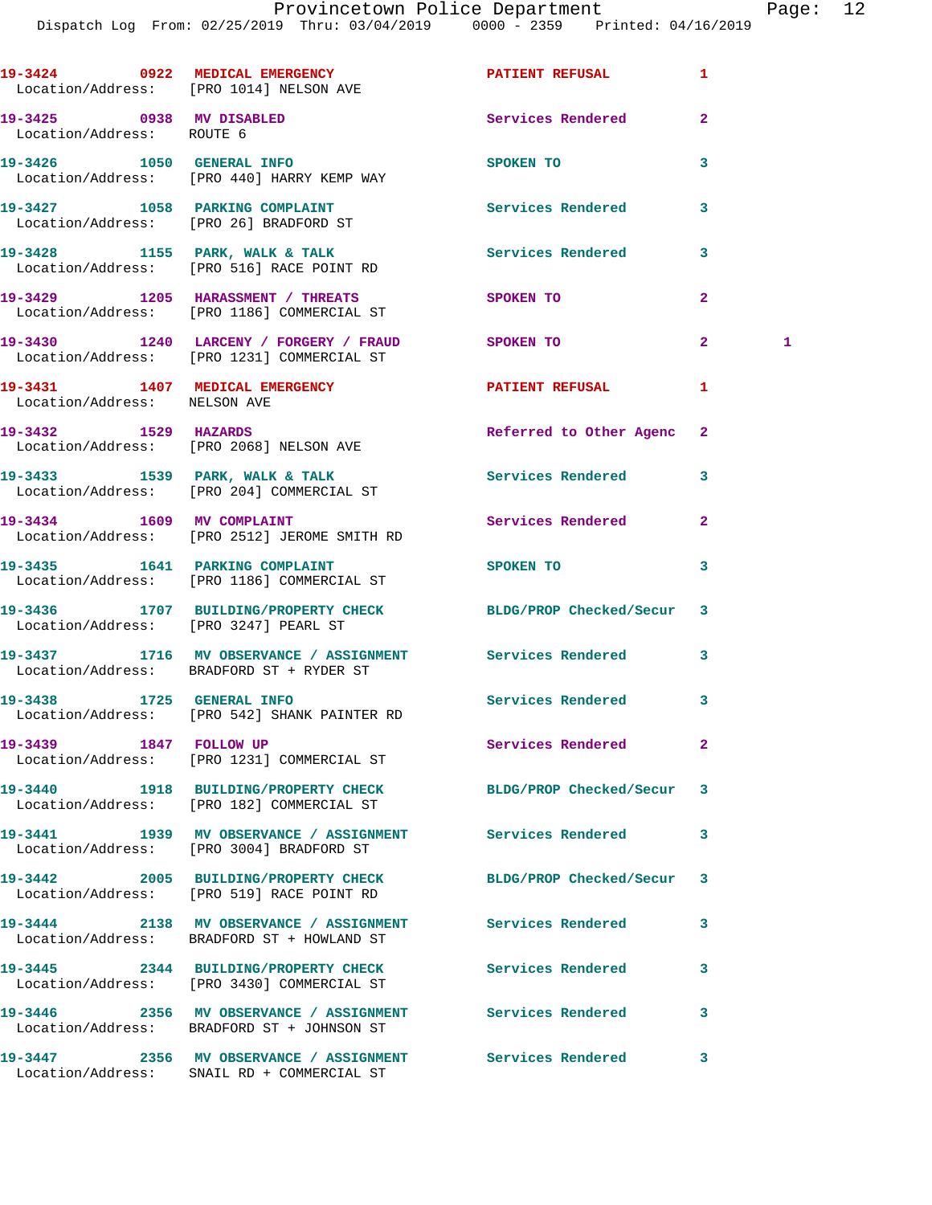| Call Number | Time | Call Reason | Action | Priority | |
|---|---|---|---|---|---|
| 19-3424 | 0922 | MEDICAL EMERGENCY | PATIENT REFUSAL | 1 | |
| Location/Address: | | [PRO 1014] NELSON AVE | | | |
| 19-3425 | 0938 | MV DISABLED | Services Rendered | 2 | |
| Location/Address: | | ROUTE 6 | | | |
| 19-3426 | 1050 | GENERAL INFO | SPOKEN TO | 3 | |
| Location/Address: | | [PRO 440] HARRY KEMP WAY | | | |
| 19-3427 | 1058 | PARKING COMPLAINT | Services Rendered | 3 | |
| Location/Address: | | [PRO 26] BRADFORD ST | | | |
| 19-3428 | 1155 | PARK, WALK & TALK | Services Rendered | 3 | |
| Location/Address: | | [PRO 516] RACE POINT RD | | | |
| 19-3429 | 1205 | HARASSMENT / THREATS | SPOKEN TO | 2 | |
| Location/Address: | | [PRO 1186] COMMERCIAL ST | | | |
| 19-3430 | 1240 | LARCENY / FORGERY / FRAUD | SPOKEN TO | 2 | 1 |
| Location/Address: | | [PRO 1231] COMMERCIAL ST | | | |
| 19-3431 | 1407 | MEDICAL EMERGENCY | PATIENT REFUSAL | 1 | |
| Location/Address: | | NELSON AVE | | | |
| 19-3432 | 1529 | HAZARDS | Referred to Other Agenc | 2 | |
| Location/Address: | | [PRO 2068] NELSON AVE | | | |
| 19-3433 | 1539 | PARK, WALK & TALK | Services Rendered | 3 | |
| Location/Address: | | [PRO 204] COMMERCIAL ST | | | |
| 19-3434 | 1609 | MV COMPLAINT | Services Rendered | 2 | |
| Location/Address: | | [PRO 2512] JEROME SMITH RD | | | |
| 19-3435 | 1641 | PARKING COMPLAINT | SPOKEN TO | 3 | |
| Location/Address: | | [PRO 1186] COMMERCIAL ST | | | |
| 19-3436 | 1707 | BUILDING/PROPERTY CHECK | BLDG/PROP Checked/Secur | 3 | |
| Location/Address: | | [PRO 3247] PEARL ST | | | |
| 19-3437 | 1716 | MV OBSERVANCE / ASSIGNMENT | Services Rendered | 3 | |
| Location/Address: | | BRADFORD ST + RYDER ST | | | |
| 19-3438 | 1725 | GENERAL INFO | Services Rendered | 3 | |
| Location/Address: | | [PRO 542] SHANK PAINTER RD | | | |
| 19-3439 | 1847 | FOLLOW UP | Services Rendered | 2 | |
| Location/Address: | | [PRO 1231] COMMERCIAL ST | | | |
| 19-3440 | 1918 | BUILDING/PROPERTY CHECK | BLDG/PROP Checked/Secur | 3 | |
| Location/Address: | | [PRO 182] COMMERCIAL ST | | | |
| 19-3441 | 1939 | MV OBSERVANCE / ASSIGNMENT | Services Rendered | 3 | |
| Location/Address: | | [PRO 3004] BRADFORD ST | | | |
| 19-3442 | 2005 | BUILDING/PROPERTY CHECK | BLDG/PROP Checked/Secur | 3 | |
| Location/Address: | | [PRO 519] RACE POINT RD | | | |
| 19-3444 | 2138 | MV OBSERVANCE / ASSIGNMENT | Services Rendered | 3 | |
| Location/Address: | | BRADFORD ST + HOWLAND ST | | | |
| 19-3445 | 2344 | BUILDING/PROPERTY CHECK | Services Rendered | 3 | |
| Location/Address: | | [PRO 3430] COMMERCIAL ST | | | |
| 19-3446 | 2356 | MV OBSERVANCE / ASSIGNMENT | Services Rendered | 3 | |
| Location/Address: | | BRADFORD ST + JOHNSON ST | | | |
| 19-3447 | 2356 | MV OBSERVANCE / ASSIGNMENT | Services Rendered | 3 | |
| Location/Address: | | SNAIL RD + COMMERCIAL ST | | | |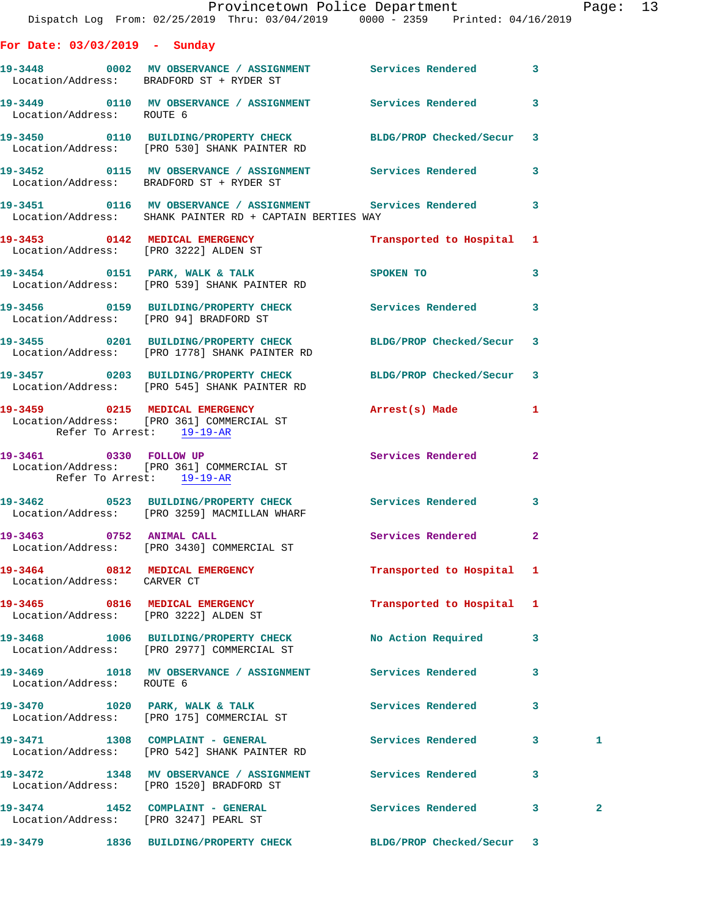**For Date: 03/03/2019 - Sunday**

**19-3448** 0002 **MV OBSERVANCE / ASSIGNMENT** Services Rendered 3
Location/Address: BRADFORD ST + RYDER ST

**19-3449** 0110 **MV OBSERVANCE / ASSIGNMENT** Services Rendered 3
Location/Address: ROUTE 6

**19-3450** 0110 **BUILDING/PROPERTY CHECK** BLDG/PROP Checked/Secur 3
Location/Address: [PRO 530] SHANK PAINTER RD

**19-3452** 0115 **MV OBSERVANCE / ASSIGNMENT** Services Rendered 3
Location/Address: BRADFORD ST + RYDER ST

**19-3451** 0116 **MV OBSERVANCE / ASSIGNMENT** Services Rendered 3
Location/Address: SHANK PAINTER RD + CAPTAIN BERTIES WAY

**19-3453** 0142 **MEDICAL EMERGENCY** Transported to Hospital 1
Location/Address: [PRO 3222] ALDEN ST

**19-3454** 0151 **PARK, WALK & TALK** SPOKEN TO 3
Location/Address: [PRO 539] SHANK PAINTER RD

**19-3456** 0159 **BUILDING/PROPERTY CHECK** Services Rendered 3
Location/Address: [PRO 94] BRADFORD ST

**19-3455** 0201 **BUILDING/PROPERTY CHECK** BLDG/PROP Checked/Secur 3
Location/Address: [PRO 1778] SHANK PAINTER RD

**19-3457** 0203 **BUILDING/PROPERTY CHECK** BLDG/PROP Checked/Secur 3
Location/Address: [PRO 545] SHANK PAINTER RD

**19-3459** 0215 **MEDICAL EMERGENCY** Arrest(s) Made 1
Location/Address: [PRO 361] COMMERCIAL ST
Refer To Arrest: 19-19-AR

**19-3461** 0330 **FOLLOW UP** Services Rendered 2
Location/Address: [PRO 361] COMMERCIAL ST
Refer To Arrest: 19-19-AR

**19-3462** 0523 **BUILDING/PROPERTY CHECK** Services Rendered 3
Location/Address: [PRO 3259] MACMILLAN WHARF

**19-3463** 0752 **ANIMAL CALL** Services Rendered 2
Location/Address: [PRO 3430] COMMERCIAL ST

**19-3464** 0812 **MEDICAL EMERGENCY** Transported to Hospital 1
Location/Address: CARVER CT

**19-3465** 0816 **MEDICAL EMERGENCY** Transported to Hospital 1
Location/Address: [PRO 3222] ALDEN ST

**19-3468** 1006 **BUILDING/PROPERTY CHECK** No Action Required 3
Location/Address: [PRO 2977] COMMERCIAL ST

**19-3469** 1018 **MV OBSERVANCE / ASSIGNMENT** Services Rendered 3
Location/Address: ROUTE 6

**19-3470** 1020 **PARK, WALK & TALK** Services Rendered 3
Location/Address: [PRO 175] COMMERCIAL ST

**19-3471** 1308 **COMPLAINT - GENERAL** Services Rendered 3 1
Location/Address: [PRO 542] SHANK PAINTER RD

**19-3472** 1348 **MV OBSERVANCE / ASSIGNMENT** Services Rendered 3
Location/Address: [PRO 1520] BRADFORD ST

**19-3474** 1452 **COMPLAINT - GENERAL** Services Rendered 3 2
Location/Address: [PRO 3247] PEARL ST

**19-3479** 1836 **BUILDING/PROPERTY CHECK** BLDG/PROP Checked/Secur 3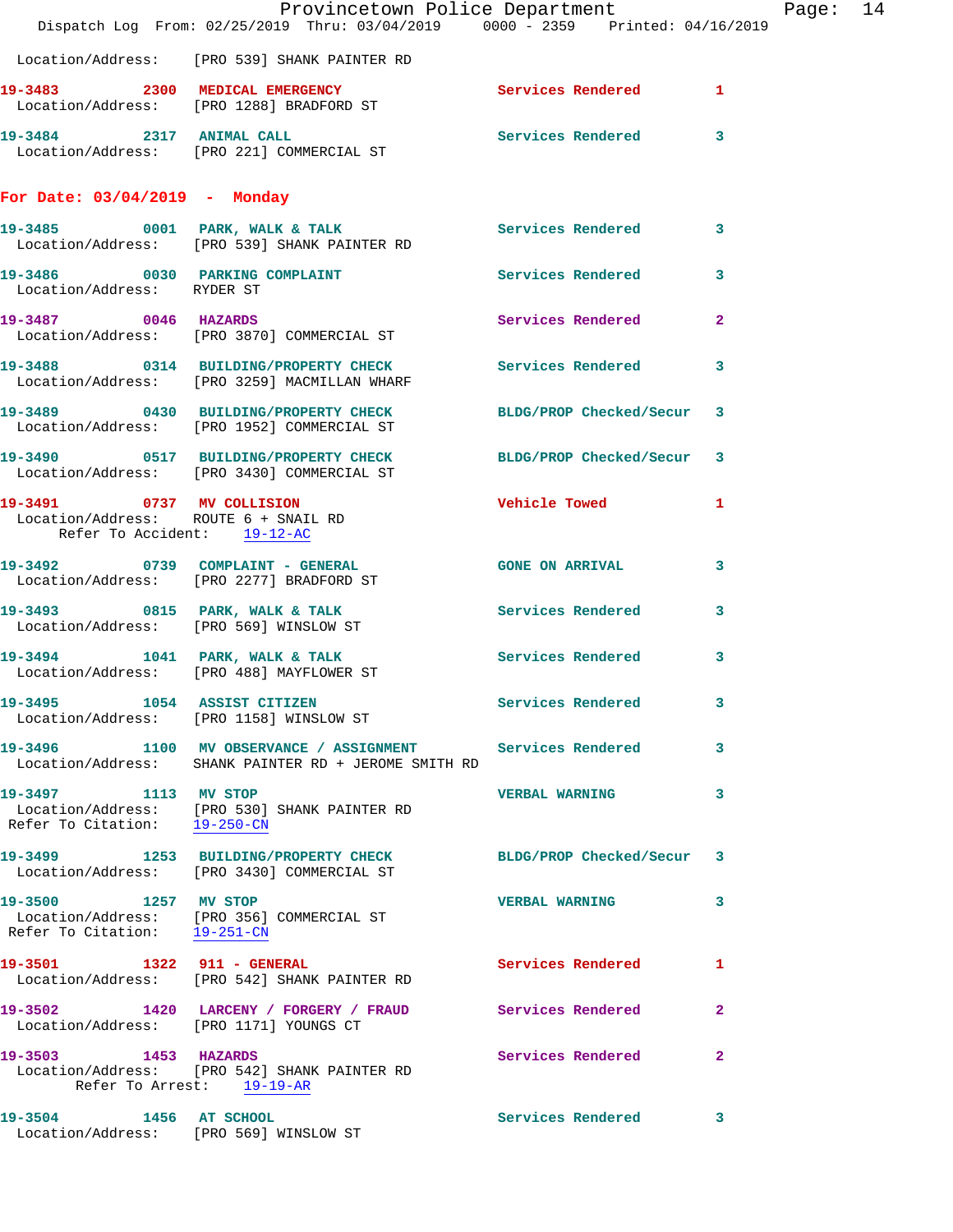Location/Address: [PRO 539] SHANK PAINTER RD

**19-3483 2300 MEDICAL EMERGENCY** Services Rendered 1
Location/Address: [PRO 1288] BRADFORD ST

**19-3484 2317 ANIMAL CALL** Services Rendered 3
Location/Address: [PRO 221] COMMERCIAL ST

## For Date: 03/04/2019 - Monday

**19-3485 0001 PARK, WALK & TALK** Services Rendered 3
Location/Address: [PRO 539] SHANK PAINTER RD

**19-3486 0030 PARKING COMPLAINT** Services Rendered 3
Location/Address: RYDER ST

**19-3487 0046 HAZARDS** Services Rendered 2
Location/Address: [PRO 3870] COMMERCIAL ST

**19-3488 0314 BUILDING/PROPERTY CHECK** Services Rendered 3
Location/Address: [PRO 3259] MACMILLAN WHARF

**19-3489 0430 BUILDING/PROPERTY CHECK** BLDG/PROP Checked/Secur 3
Location/Address: [PRO 1952] COMMERCIAL ST

**19-3490 0517 BUILDING/PROPERTY CHECK** BLDG/PROP Checked/Secur 3
Location/Address: [PRO 3430] COMMERCIAL ST

**19-3491 0737 MV COLLISION** Vehicle Towed 1
Location/Address: ROUTE 6 + SNAIL RD
Refer To Accident: 19-12-AC

**19-3492 0739 COMPLAINT - GENERAL** GONE ON ARRIVAL 3
Location/Address: [PRO 2277] BRADFORD ST

**19-3493 0815 PARK, WALK & TALK** Services Rendered 3
Location/Address: [PRO 569] WINSLOW ST

**19-3494 1041 PARK, WALK & TALK** Services Rendered 3
Location/Address: [PRO 488] MAYFLOWER ST

**19-3495 1054 ASSIST CITIZEN** Services Rendered 3
Location/Address: [PRO 1158] WINSLOW ST

**19-3496 1100 MV OBSERVANCE / ASSIGNMENT** Services Rendered 3
Location/Address: SHANK PAINTER RD + JEROME SMITH RD

**19-3497 1113 MV STOP** VERBAL WARNING 3
Location/Address: [PRO 530] SHANK PAINTER RD
Refer To Citation: 19-250-CN

**19-3499 1253 BUILDING/PROPERTY CHECK** BLDG/PROP Checked/Secur 3
Location/Address: [PRO 3430] COMMERCIAL ST

**19-3500 1257 MV STOP** VERBAL WARNING 3
Location/Address: [PRO 356] COMMERCIAL ST
Refer To Citation: 19-251-CN

**19-3501 1322 911 - GENERAL** Services Rendered 1
Location/Address: [PRO 542] SHANK PAINTER RD

**19-3502 1420 LARCENY / FORGERY / FRAUD** Services Rendered 2
Location/Address: [PRO 1171] YOUNGS CT

**19-3503 1453 HAZARDS** Services Rendered 2
Location/Address: [PRO 542] SHANK PAINTER RD
Refer To Arrest: 19-19-AR

**19-3504 1456 AT SCHOOL** Services Rendered 3
Location/Address: [PRO 569] WINSLOW ST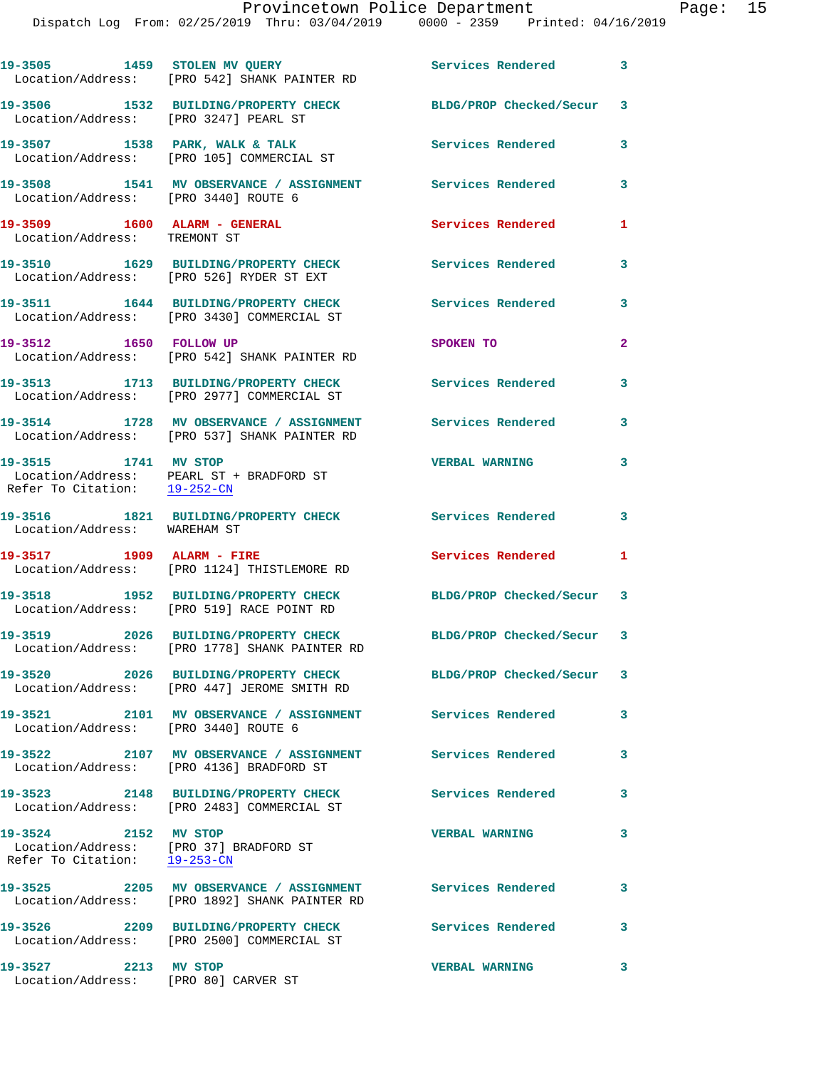19-3505 1459 STOLEN MV QUERY Services Rendered 3
Location/Address: [PRO 542] SHANK PAINTER RD

19-3506 1532 BUILDING/PROPERTY CHECK BLDG/PROP Checked/Secur 3
Location/Address: [PRO 3247] PEARL ST

19-3507 1538 PARK, WALK & TALK Services Rendered 3
Location/Address: [PRO 105] COMMERCIAL ST

19-3508 1541 MV OBSERVANCE / ASSIGNMENT Services Rendered 3
Location/Address: [PRO 3440] ROUTE 6

19-3509 1600 ALARM - GENERAL Services Rendered 1
Location/Address: TREMONT ST

19-3510 1629 BUILDING/PROPERTY CHECK Services Rendered 3
Location/Address: [PRO 526] RYDER ST EXT

19-3511 1644 BUILDING/PROPERTY CHECK Services Rendered 3
Location/Address: [PRO 3430] COMMERCIAL ST

19-3512 1650 FOLLOW UP SPOKEN TO 2
Location/Address: [PRO 542] SHANK PAINTER RD

19-3513 1713 BUILDING/PROPERTY CHECK Services Rendered 3
Location/Address: [PRO 2977] COMMERCIAL ST

19-3514 1728 MV OBSERVANCE / ASSIGNMENT Services Rendered 3
Location/Address: [PRO 537] SHANK PAINTER RD

19-3515 1741 MV STOP VERBAL WARNING 3
Location/Address: PEARL ST + BRADFORD ST
Refer To Citation: 19-252-CN

19-3516 1821 BUILDING/PROPERTY CHECK Services Rendered 3
Location/Address: WAREHAM ST

19-3517 1909 ALARM - FIRE Services Rendered 1
Location/Address: [PRO 1124] THISTLEMORE RD

19-3518 1952 BUILDING/PROPERTY CHECK BLDG/PROP Checked/Secur 3
Location/Address: [PRO 519] RACE POINT RD

19-3519 2026 BUILDING/PROPERTY CHECK BLDG/PROP Checked/Secur 3
Location/Address: [PRO 1778] SHANK PAINTER RD

19-3520 2026 BUILDING/PROPERTY CHECK BLDG/PROP Checked/Secur 3
Location/Address: [PRO 447] JEROME SMITH RD

19-3521 2101 MV OBSERVANCE / ASSIGNMENT Services Rendered 3
Location/Address: [PRO 3440] ROUTE 6

19-3522 2107 MV OBSERVANCE / ASSIGNMENT Services Rendered 3
Location/Address: [PRO 4136] BRADFORD ST

19-3523 2148 BUILDING/PROPERTY CHECK Services Rendered 3
Location/Address: [PRO 2483] COMMERCIAL ST

19-3524 2152 MV STOP VERBAL WARNING 3
Location/Address: [PRO 37] BRADFORD ST
Refer To Citation: 19-253-CN

19-3525 2205 MV OBSERVANCE / ASSIGNMENT Services Rendered 3
Location/Address: [PRO 1892] SHANK PAINTER RD

19-3526 2209 BUILDING/PROPERTY CHECK Services Rendered 3
Location/Address: [PRO 2500] COMMERCIAL ST

19-3527 2213 MV STOP VERBAL WARNING 3
Location/Address: [PRO 80] CARVER ST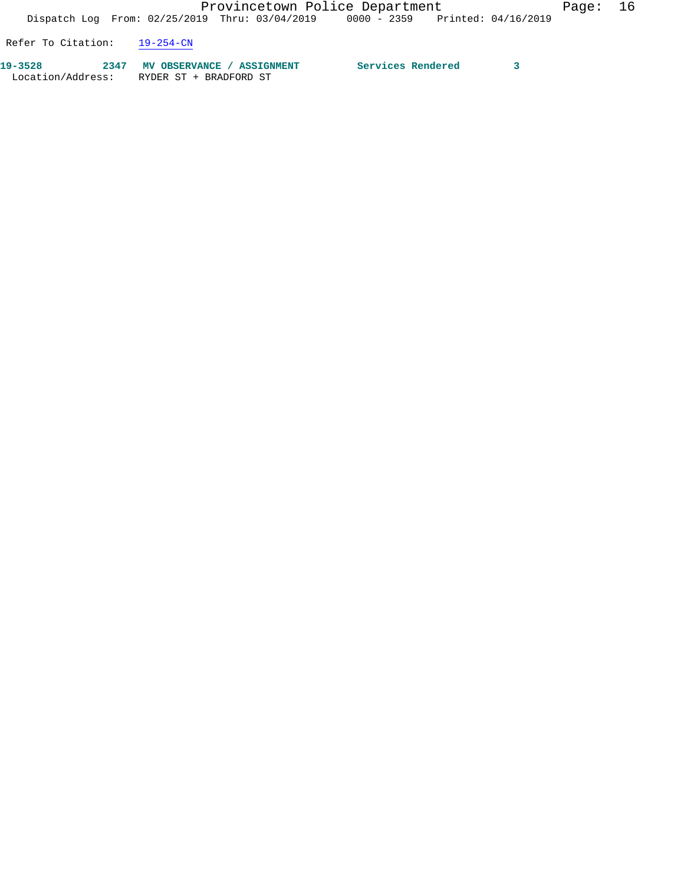Refer To Citation: 19-254-CN

**19-3528 2347 MV OBSERVANCE / ASSIGNMENT Services Rendered 3**

Location/Address: RYDER ST + BRADFORD ST